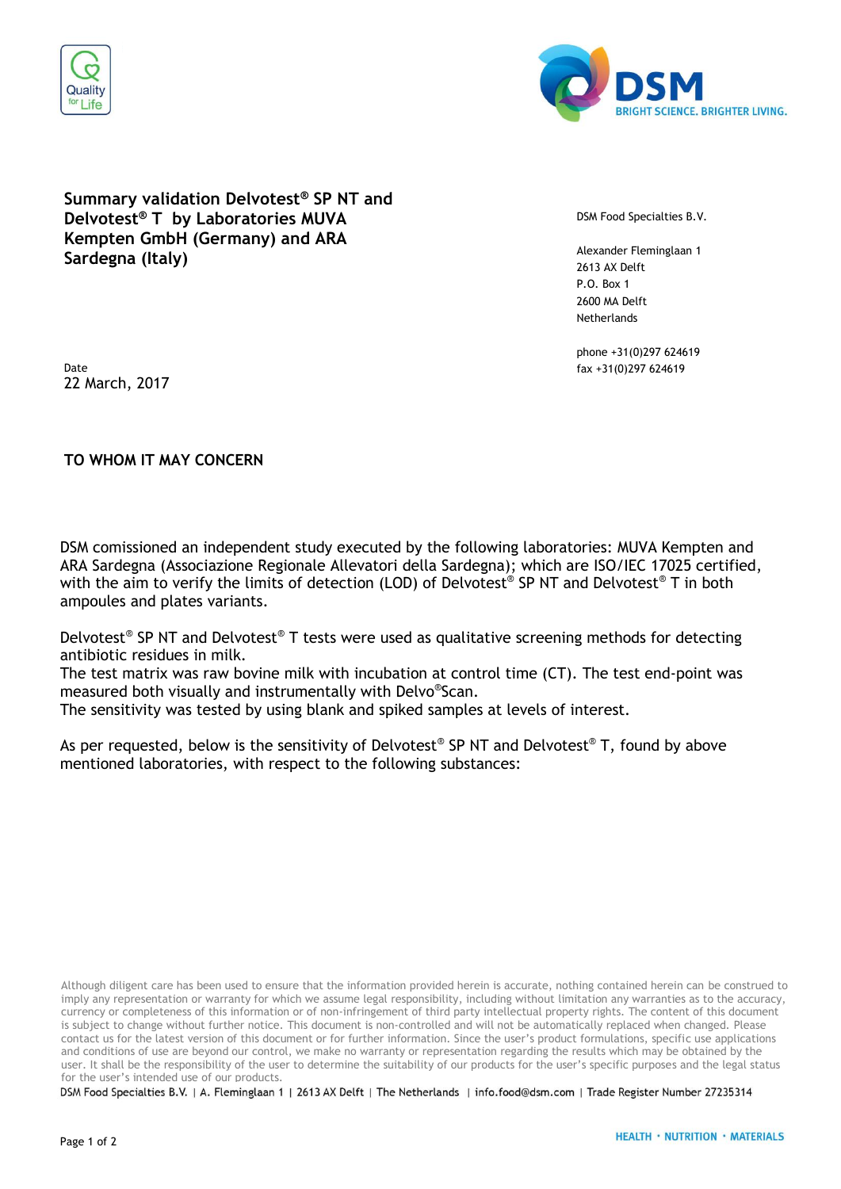# Summary validation Delvotest® SP NT and Delvotest® T by Laboratories MUVA Kempten GmbH (Germany) and ARA Sardegna (Italy)

DSM Food Specialties B.V.

Alexander Fleminglaan 1
2613 AX Delft
P.O. Box 1
2600 MA Delft
Netherlands

phone +31(0)297 624619
fax +31(0)297 624619

Date
22 March, 2017

**TO WHOM IT MAY CONCERN**

DSM comissioned an independent study executed by the following laboratories: MUVA Kempten and ARA Sardegna (Associazione Regionale Allevatori della Sardegna); which are ISO/IEC 17025 certified, with the aim to verify the limits of detection (LOD) of Delvotest® SP NT and Delvotest® T in both ampoules and plates variants.

Delvotest® SP NT and Delvotest® T tests were used as qualitative screening methods for detecting antibiotic residues in milk.
The test matrix was raw bovine milk with incubation at control time (CT). The test end-point was measured both visually and instrumentally with Delvo®Scan.
The sensitivity was tested by using blank and spiked samples at levels of interest.

As per requested, below is the sensitivity of Delvotest® SP NT and Delvotest® T, found by above mentioned laboratories, with respect to the following substances:

Although diligent care has been used to ensure that the information provided herein is accurate, nothing contained herein can be construed to imply any representation or warranty for which we assume legal responsibility, including without limitation any warranties as to the accuracy, currency or completeness of this information or of non-infringement of third party intellectual property rights. The content of this document is subject to change without further notice. This document is non-controlled and will not be automatically replaced when changed. Please contact us for the latest version of this document or for further information. Since the user's product formulations, specific use applications and conditions of use are beyond our control, we make no warranty or representation regarding the results which may be obtained by the user. It shall be the responsibility of the user to determine the suitability of our products for the user's specific purposes and the legal status for the user's intended use of our products.

DSM Food Specialties B.V. | A. Fleminglaan 1 | 2613 AX Delft | The Netherlands | info.food@dsm.com | Trade Register Number 27235314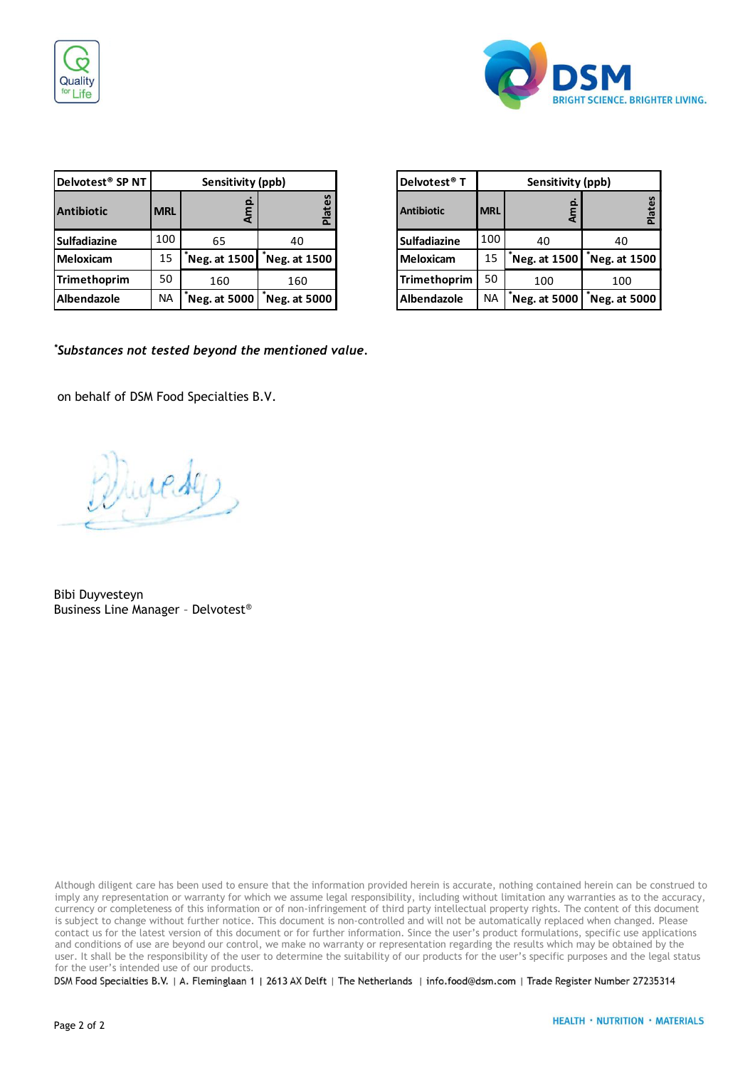| Delvotest® SP NT | Sensitivity (ppb) | | |
|---|---|---|---|
| **Antibiotic** | **MRL** | **Amp.** | **Plates** |
| **Sulfadiazine** | 100 | 65 | 40 |
| **Meloxicam** | 15 | *Neg. at 1500 | *Neg. at 1500 |
| **Trimethoprim** | 50 | 160 | 160 |
| **Albendazole** | NA | *Neg. at 5000 | *Neg. at 5000 |

| Delvotest® T | Sensitivity (ppb) | | |
|---|---|---|---|
| **Antibiotic** | **MRL** | **Amp.** | **Plates** |
| **Sulfadiazine** | 100 | 40 | 40 |
| **Meloxicam** | 15 | *Neg. at 1500 | *Neg. at 1500 |
| **Trimethoprim** | 50 | 100 | 100 |
| **Albendazole** | NA | *Neg. at 5000 | *Neg. at 5000 |

****Substances not tested beyond the mentioned value.***

on behalf of DSM Food Specialties B.V.

Bibi Duyvesteyn
Business Line Manager – Delvotest®

Although diligent care has been used to ensure that the information provided herein is accurate, nothing contained herein can be construed to imply any representation or warranty for which we assume legal responsibility, including without limitation any warranties as to the accuracy, currency or completeness of this information or of non-infringement of third party intellectual property rights. The content of this document is subject to change without further notice. This document is non-controlled and will not be automatically replaced when changed. Please contact us for the latest version of this document or for further information. Since the user's product formulations, specific use applications and conditions of use are beyond our control, we make no warranty or representation regarding the results which may be obtained by the user. It shall be the responsibility of the user to determine the suitability of our products for the user's specific purposes and the legal status for the user's intended use of our products.

DSM Food Specialties B.V. | A. Fleminglaan 1 | 2613 AX Delft | The Netherlands | info.food@dsm.com | Trade Register Number 27235314